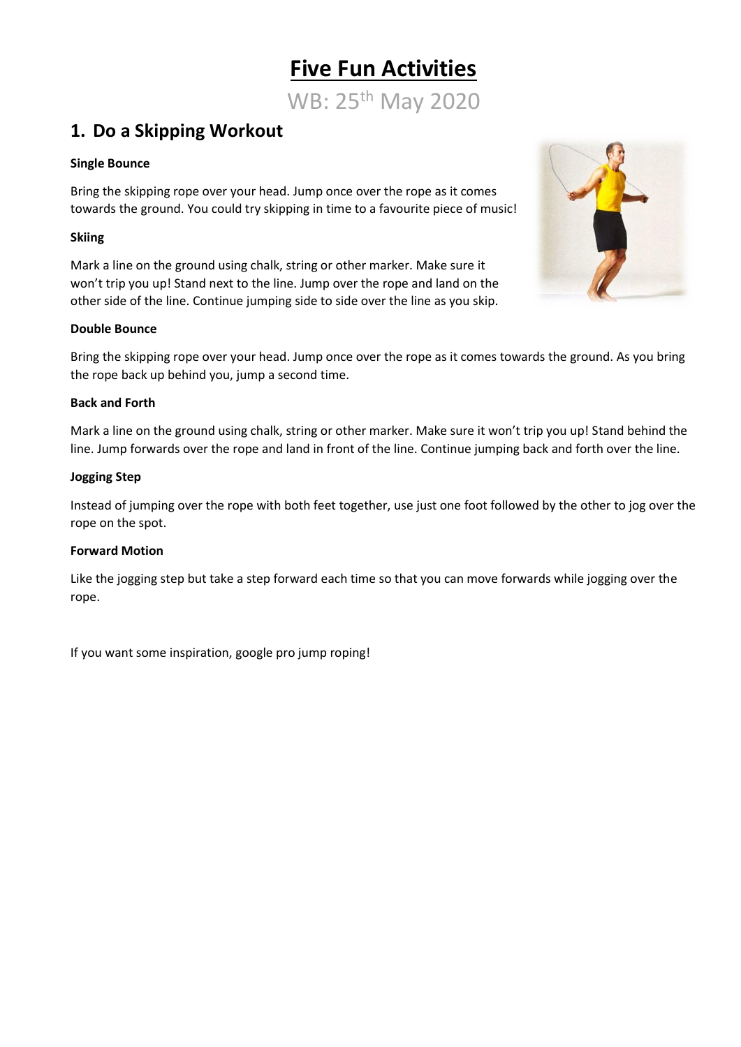# Five Fun Activities

WB: 25th May 2020

## 1. Do a Skipping Workout

**Single Bounce**

Bring the skipping rope over your head. Jump once over the rope as it comes towards the ground. You could try skipping in time to a favourite piece of music!

**Skiing**

Mark a line on the ground using chalk, string or other marker. Make sure it won't trip you up! Stand next to the line. Jump over the rope and land on the other side of the line. Continue jumping side to side over the line as you skip.

**Double Bounce**

Bring the skipping rope over your head. Jump once over the rope as it comes towards the ground. As you bring the rope back up behind you, jump a second time.

**Back and Forth**

Mark a line on the ground using chalk, string or other marker. Make sure it won't trip you up! Stand behind the line. Jump forwards over the rope and land in front of the line. Continue jumping back and forth over the line.

**Jogging Step**

Instead of jumping over the rope with both feet together, use just one foot followed by the other to jog over the rope on the spot.

**Forward Motion**

Like the jogging step but take a step forward each time so that you can move forwards while jogging over the rope.

If you want some inspiration, google pro jump roping!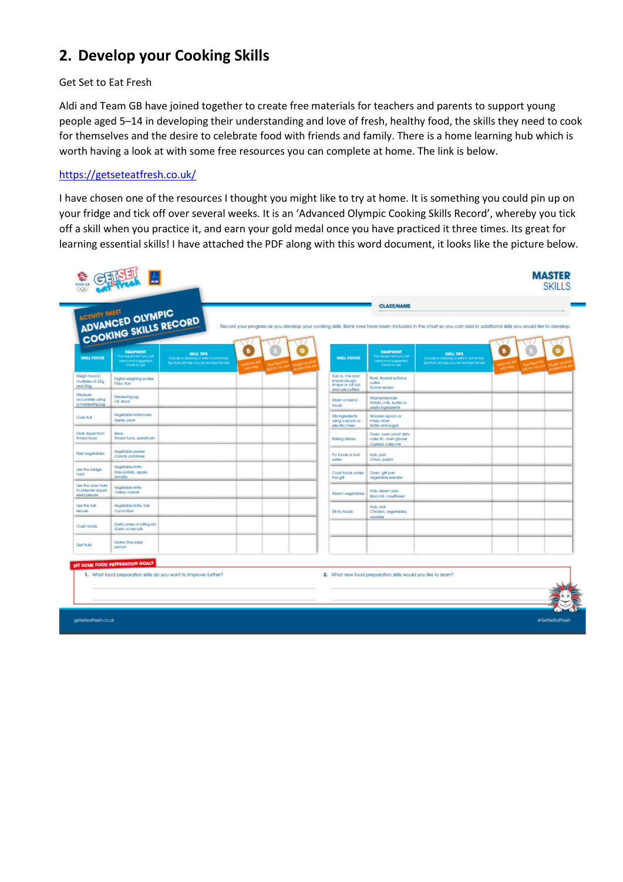## 2. Develop your Cooking Skills

Get Set to Eat Fresh

Aldi and Team GB have joined together to create free materials for teachers and parents to support young people aged 5–14 in developing their understanding and love of fresh, healthy food, the skills they need to cook for themselves and the desire to celebrate food with friends and family. There is a home learning hub which is worth having a look at with some free resources you can complete at home. The link is below.

https://getseteatfresh.co.uk/

I have chosen one of the resources I thought you might like to try at home. It is something you could pin up on your fridge and tick off over several weeks. It is an 'Advanced Olympic Cooking Skills Record', whereby you tick off a skill when you practice it, and earn your gold medal once you have practiced it three times. Its great for learning essential skills! I have attached the PDF along with this word document, it looks like the picture below.

MASTER SKILLS

ACTIVITY SHEET
ADVANCED OLYMPIC COOKING SKILLS RECORD

CLASS/NAME ..........................................

Record your progress as you develop your cooking skills. Blank rows have been included in the chart so you can add in additional skills you would like to develop.

| SKILL FOCUS | EQUIPMENT The equipment you will need and suggested foods to use | SKILL TIPS Include a drawing or write in some top tips that will help you remember this skill | B Used this skill with help | S Practised this skill on my own | G Taught another person this skill |
|---|---|---|---|---|---|
| Weigh food in multiples of 25g and 50g | Digital weighing scales Flour, rice | | | | |
| Measure accurately using a measuring jug | Measuring jug Oil, stock | | | | |
| Core fruit | Vegetable knife/corer Apple, pear | | | | |
| Drain liquid from tinned food | Sieve Tinned tuna, sweetcorn | | | | |
| Peel vegetables | Vegetable peeler Carrots, potatoes | | | | |
| Use the bridge hold | Vegetable knife Raw potato, apple, tomato | | | | |
| Use the claw hold to prepare equal-sized pieces | Vegetable knife Celery, carrots | | | | |
| Use the fork secure | Vegetable knife, fork Cucumber | | | | |
| Crush foods | Garlic press or rolling pin Garlic or biscuits | | | | |
| Zest fruits | Grater (fine side) Lemon | | | | |

| SKILL FOCUS | EQUIPMENT The equipment you will need and suggested foods to use | SKILL TIPS Include a drawing or write in some top tips that will help you remember this skill | B Used this skill with help | S Practised this skill on my own | G Taught another person this skill |
|---|---|---|---|---|---|
| Rub in, mix and knead dough, shape or roll out, and use cutters | Bowl, floured surface, cutter Scone recipe | | | | |
| Mash or blend foods | Masher/blender Potato, milk, butter or pesto ingredients | | | | |
| Mix ingredients using a spoon or electric mixer | Wooden spoon or mixer, bowl Butter and sugar | | | | |
| Baking dishes | Oven, oven proof dish/cake tin, oven gloves Custard, cake mix | | | | |
| Fry foods or boil water | Hob, pan Onion, pasta | | | | |
| Cook foods under the grill | Oven, grill pan Vegetable kebabs | | | | |
| Steam vegetables | Hob, steam pan Broccoli, cauliflower | | | | |
| Stir-fry foods | Hob, wok Chicken, vegetables, noodles | | | | |
| | | | | | |

SET SOME FOOD PREPARATION GOALS

1. What food preparation skills do you want to improve further?

2. What new food preparation skills would you like to learn?

getseteatfresh.co.uk #GetSetEatFresh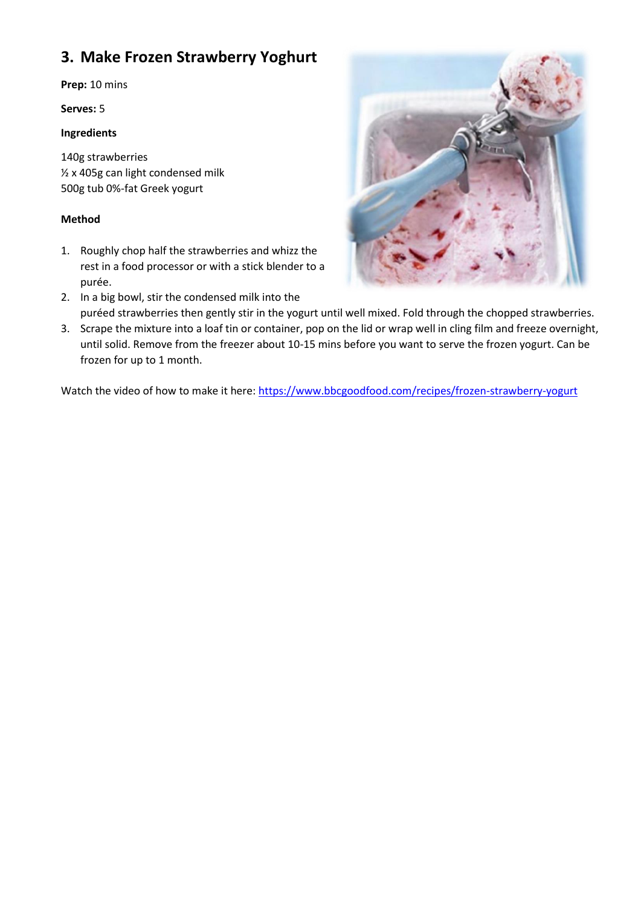## 3. Make Frozen Strawberry Yoghurt

**Prep:** 10 mins

**Serves:** 5

**Ingredients**

140g strawberries
½ x 405g can light condensed milk
500g tub 0%-fat Greek yogurt

**Method**

1. Roughly chop half the strawberries and whizz the rest in a food processor or with a stick blender to a purée.
2. In a big bowl, stir the condensed milk into the puréed strawberries then gently stir in the yogurt until well mixed. Fold through the chopped strawberries.
3. Scrape the mixture into a loaf tin or container, pop on the lid or wrap well in cling film and freeze overnight, until solid. Remove from the freezer about 10-15 mins before you want to serve the frozen yogurt. Can be frozen for up to 1 month.

Watch the video of how to make it here: https://www.bbcgoodfood.com/recipes/frozen-strawberry-yogurt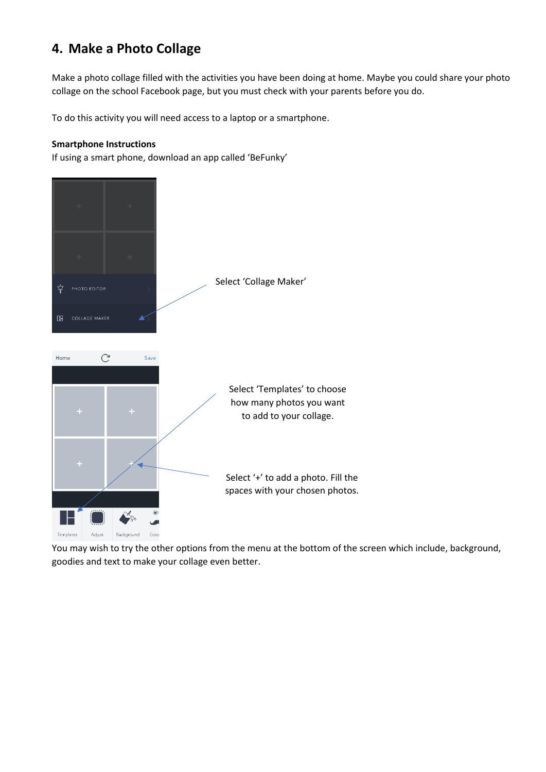## 4. Make a Photo Collage

Make a photo collage filled with the activities you have been doing at home. Maybe you could share your photo collage on the school Facebook page, but you must check with your parents before you do.

To do this activity you will need access to a laptop or a smartphone.

**Smartphone Instructions**

If using a smart phone, download an app called 'BeFunky'

Select 'Collage Maker'

Select 'Templates' to choose how many photos you want to add to your collage.

Select '+' to add a photo. Fill the spaces with your chosen photos.

You may wish to try the other options from the menu at the bottom of the screen which include, background, goodies and text to make your collage even better.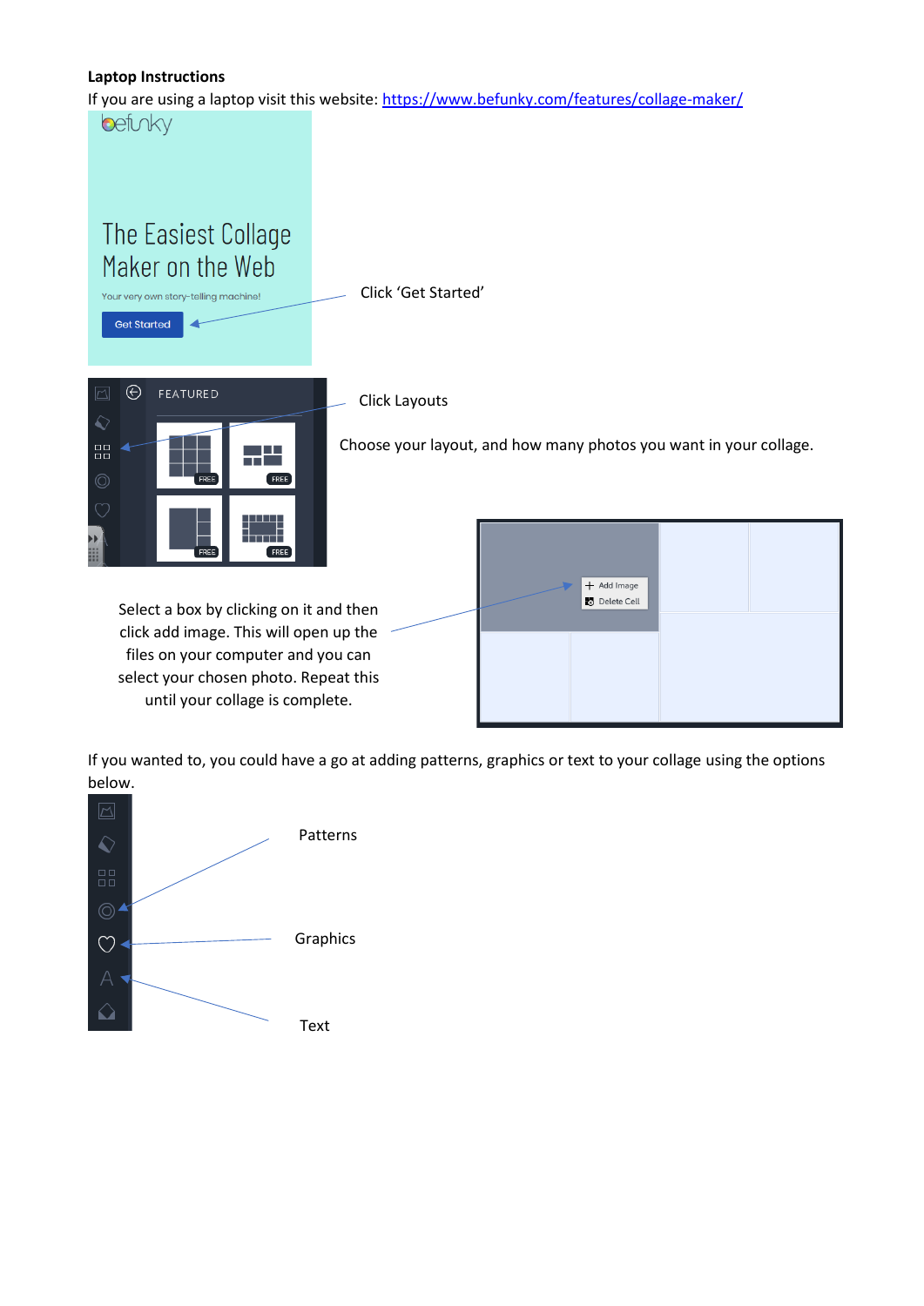**Laptop Instructions**

If you are using a laptop visit this website: https://www.befunky.com/features/collage-maker/

Click 'Get Started'

Click Layouts

Choose your layout, and how many photos you want in your collage.

Select a box by clicking on it and then click add image. This will open up the files on your computer and you can select your chosen photo. Repeat this until your collage is complete.

If you wanted to, you could have a go at adding patterns, graphics or text to your collage using the options below.

Patterns

Graphics

Text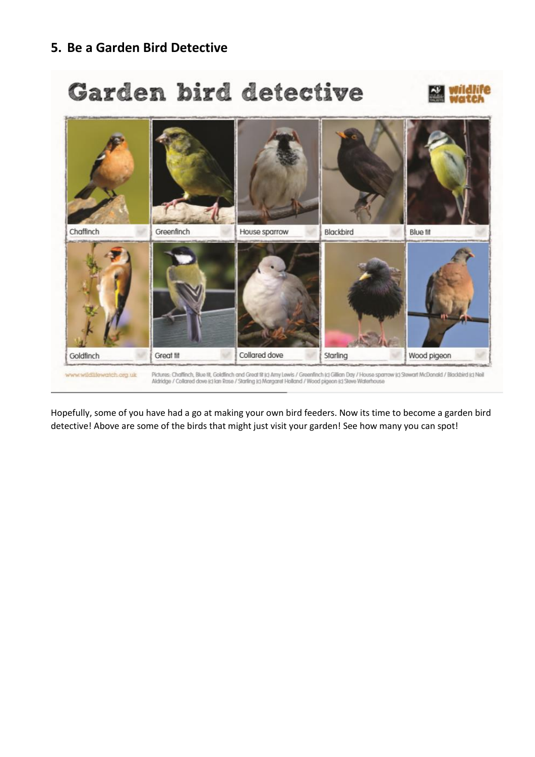## 5. Be a Garden Bird Detective

# Garden bird detective

wildlife watch

Chaffinch

Greenfinch

House sparrow

Blackbird

Blue tit

Goldfinch

Great tit

Collared dove

Starling

Wood pigeon

www.wildlifewatch.org.uk

Pictures: Chaffinch, Blue tit, Goldfinch and Great tit (c) Amy Lewis / Greenfinch (c) Gillian Day / House sparrow (c) Stewart McDonald / Blackbird (c) Neil Aldridge / Collared dove (c) Ian Rose / Starling (c) Margaret Holland / Wood pigeon (c) Steve Waterhouse

Hopefully, some of you have had a go at making your own bird feeders. Now its time to become a garden bird detective! Above are some of the birds that might just visit your garden! See how many you can spot!